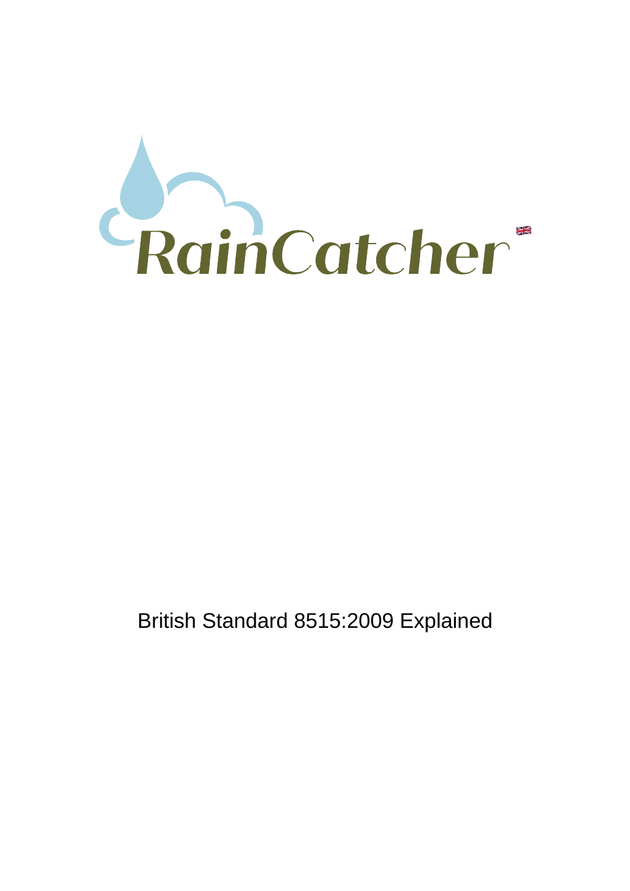RainCatcher

British Standard 8515:2009 Explained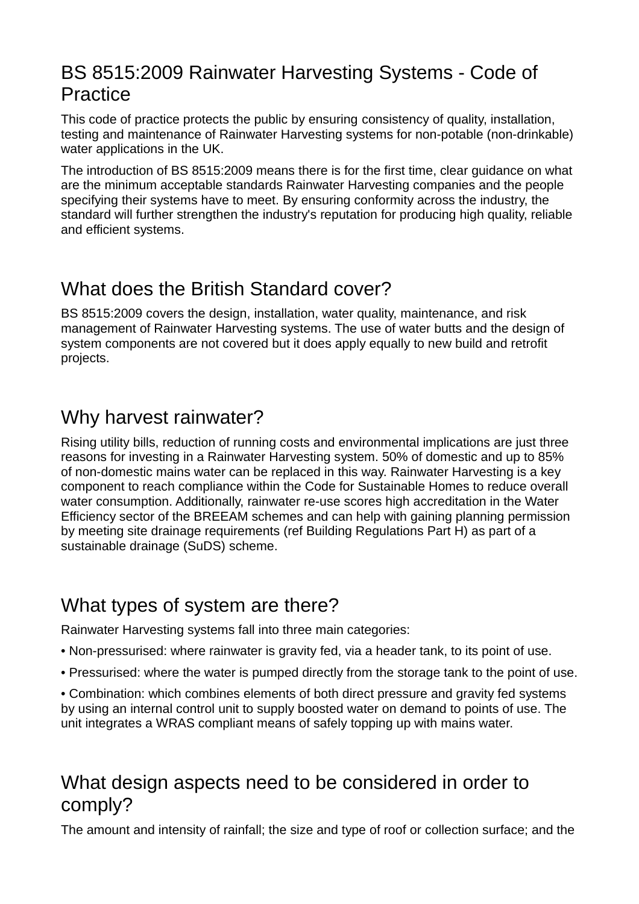## BS 8515:2009 Rainwater Harvesting Systems - Code of Practice

This code of practice protects the public by ensuring consistency of quality, installation, testing and maintenance of Rainwater Harvesting systems for non-potable (non-drinkable) water applications in the UK.

The introduction of BS 8515:2009 means there is for the first time, clear guidance on what are the minimum acceptable standards Rainwater Harvesting companies and the people specifying their systems have to meet. By ensuring conformity across the industry, the standard will further strengthen the industry's reputation for producing high quality, reliable and efficient systems.

## What does the British Standard cover?

BS 8515:2009 covers the design, installation, water quality, maintenance, and risk management of Rainwater Harvesting systems. The use of water butts and the design of system components are not covered but it does apply equally to new build and retrofit projects.

## Why harvest rainwater?

Rising utility bills, reduction of running costs and environmental implications are just three reasons for investing in a Rainwater Harvesting system. 50% of domestic and up to 85% of non-domestic mains water can be replaced in this way. Rainwater Harvesting is a key component to reach compliance within the Code for Sustainable Homes to reduce overall water consumption. Additionally, rainwater re-use scores high accreditation in the Water Efficiency sector of the BREEAM schemes and can help with gaining planning permission by meeting site drainage requirements (ref Building Regulations Part H) as part of a sustainable drainage (SuDS) scheme.

## What types of system are there?

Rainwater Harvesting systems fall into three main categories:

• Non-pressurised: where rainwater is gravity fed, via a header tank, to its point of use.

• Pressurised: where the water is pumped directly from the storage tank to the point of use.

• Combination: which combines elements of both direct pressure and gravity fed systems by using an internal control unit to supply boosted water on demand to points of use. The unit integrates a WRAS compliant means of safely topping up with mains water.

## What design aspects need to be considered in order to comply?

The amount and intensity of rainfall; the size and type of roof or collection surface; and the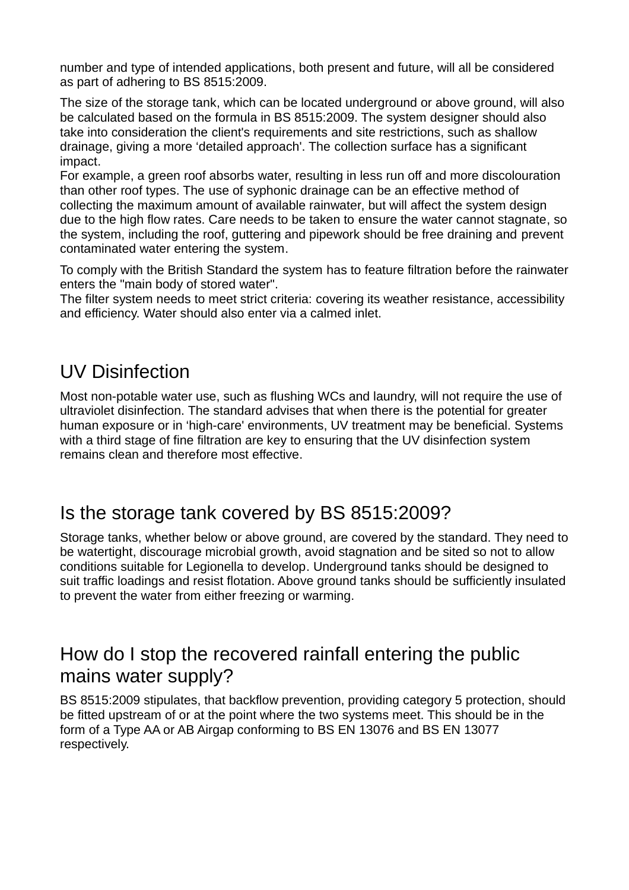number and type of intended applications, both present and future, will all be considered as part of adhering to BS 8515:2009.

The size of the storage tank, which can be located underground or above ground, will also be calculated based on the formula in BS 8515:2009. The system designer should also take into consideration the client's requirements and site restrictions, such as shallow drainage, giving a more ‘detailed approach'. The collection surface has a significant impact.
For example, a green roof absorbs water, resulting in less run off and more discolouration than other roof types. The use of syphonic drainage can be an effective method of collecting the maximum amount of available rainwater, but will affect the system design due to the high flow rates. Care needs to be taken to ensure the water cannot stagnate, so the system, including the roof, guttering and pipework should be free draining and prevent contaminated water entering the system.

To comply with the British Standard the system has to feature filtration before the rainwater enters the "main body of stored water".
The filter system needs to meet strict criteria: covering its weather resistance, accessibility and efficiency. Water should also enter via a calmed inlet.

## UV Disinfection

Most non-potable water use, such as flushing WCs and laundry, will not require the use of ultraviolet disinfection. The standard advises that when there is the potential for greater human exposure or in ‘high-care' environments, UV treatment may be beneficial. Systems with a third stage of fine filtration are key to ensuring that the UV disinfection system remains clean and therefore most effective.

## Is the storage tank covered by BS 8515:2009?

Storage tanks, whether below or above ground, are covered by the standard. They need to be watertight, discourage microbial growth, avoid stagnation and be sited so not to allow conditions suitable for Legionella to develop. Underground tanks should be designed to suit traffic loadings and resist flotation. Above ground tanks should be sufficiently insulated to prevent the water from either freezing or warming.

## How do I stop the recovered rainfall entering the public mains water supply?

BS 8515:2009 stipulates, that backflow prevention, providing category 5 protection, should be fitted upstream of or at the point where the two systems meet. This should be in the form of a Type AA or AB Airgap conforming to BS EN 13076 and BS EN 13077 respectively.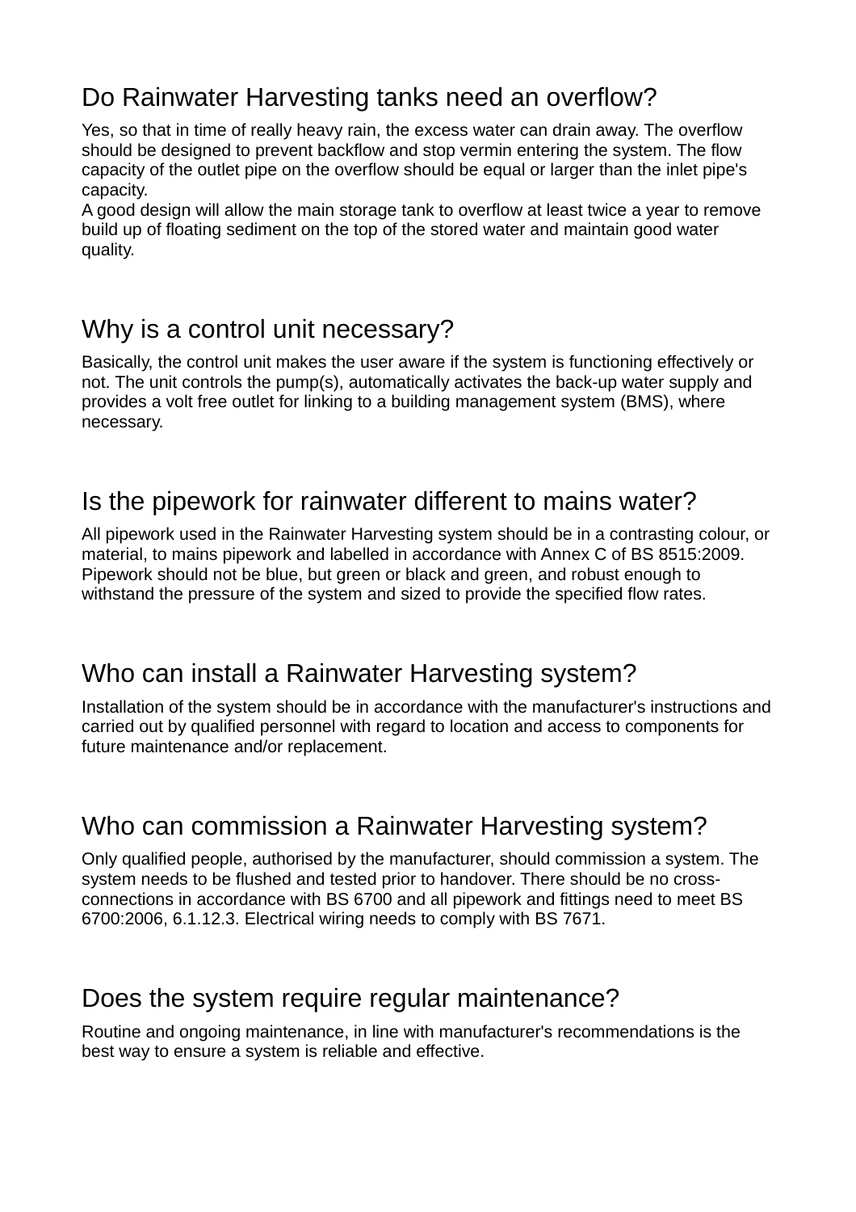## Do Rainwater Harvesting tanks need an overflow?

Yes, so that in time of really heavy rain, the excess water can drain away. The overflow should be designed to prevent backflow and stop vermin entering the system. The flow capacity of the outlet pipe on the overflow should be equal or larger than the inlet pipe's capacity.
A good design will allow the main storage tank to overflow at least twice a year to remove build up of floating sediment on the top of the stored water and maintain good water quality.

## Why is a control unit necessary?

Basically, the control unit makes the user aware if the system is functioning effectively or not. The unit controls the pump(s), automatically activates the back-up water supply and provides a volt free outlet for linking to a building management system (BMS), where necessary.

## Is the pipework for rainwater different to mains water?

All pipework used in the Rainwater Harvesting system should be in a contrasting colour, or material, to mains pipework and labelled in accordance with Annex C of BS 8515:2009. Pipework should not be blue, but green or black and green, and robust enough to withstand the pressure of the system and sized to provide the specified flow rates.

## Who can install a Rainwater Harvesting system?

Installation of the system should be in accordance with the manufacturer's instructions and carried out by qualified personnel with regard to location and access to components for future maintenance and/or replacement.

## Who can commission a Rainwater Harvesting system?

Only qualified people, authorised by the manufacturer, should commission a system. The system needs to be flushed and tested prior to handover. There should be no cross-connections in accordance with BS 6700 and all pipework and fittings need to meet BS 6700:2006, 6.1.12.3. Electrical wiring needs to comply with BS 7671.

## Does the system require regular maintenance?

Routine and ongoing maintenance, in line with manufacturer's recommendations is the best way to ensure a system is reliable and effective.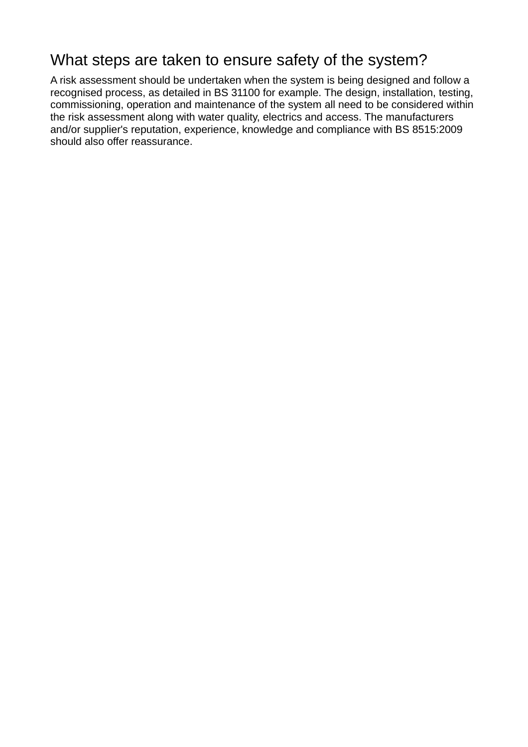## What steps are taken to ensure safety of the system?

A risk assessment should be undertaken when the system is being designed and follow a recognised process, as detailed in BS 31100 for example. The design, installation, testing, commissioning, operation and maintenance of the system all need to be considered within the risk assessment along with water quality, electrics and access. The manufacturers and/or supplier's reputation, experience, knowledge and compliance with BS 8515:2009 should also offer reassurance.